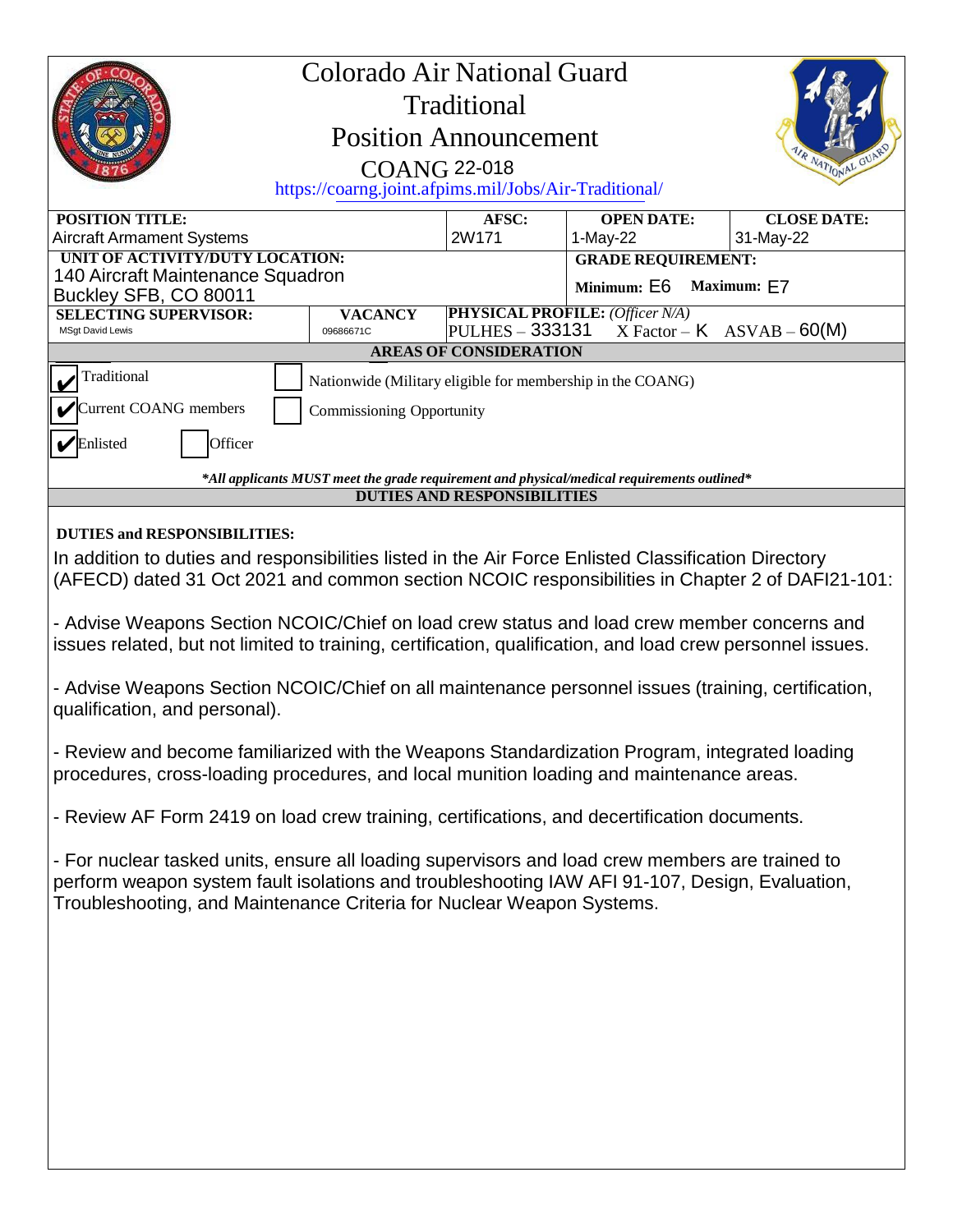# Colorado Air National Guard

## Traditional

## Position Announcement

### COANG 22-018

https://coarng.joint.afpims.mil/Jobs/Air-Traditional/

| POSITION TITLE: | | AFSC: | OPEN DATE: | CLOSE DATE: |
|---|---|---|---|---|
| Aircraft Armament Systems | | 2W171 | 1-May-22 | 31-May-22 |
| **UNIT OF ACTIVITY/DUTY LOCATION:** 140 Aircraft Maintenance Squadron Buckley SFB, CO 80011 | | | **GRADE REQUIREMENT:** Minimum: E6 Maximum: E7 | |
| **SELECTING SUPERVISOR:** MSgt David Lewis | **VACANCY** 09686671C | **PHYSICAL PROFILE:** *(Officer N/A)* PULHES – 333131 X Factor – K ASVAB – 60(M) | | |

**AREAS OF CONSIDERATION**

- [x] Traditional
- [ ] Nationwide (Military eligible for membership in the COANG)
- [x] Current COANG members
- [ ] Commissioning Opportunity
- [x] Enlisted
- [ ] Officer

***All applicants MUST meet the grade requirement and physical/medical requirements outlined***

**DUTIES AND RESPONSIBILITIES**

**DUTIES and RESPONSIBILITIES:**

In addition to duties and responsibilities listed in the Air Force Enlisted Classification Directory (AFECD) dated 31 Oct 2021 and common section NCOIC responsibilities in Chapter 2 of DAFI21-101:

- Advise Weapons Section NCOIC/Chief on load crew status and load crew member concerns and issues related, but not limited to training, certification, qualification, and load crew personnel issues.

- Advise Weapons Section NCOIC/Chief on all maintenance personnel issues (training, certification, qualification, and personal).

- Review and become familiarized with the Weapons Standardization Program, integrated loading procedures, cross-loading procedures, and local munition loading and maintenance areas.

- Review AF Form 2419 on load crew training, certifications, and decertification documents.

- For nuclear tasked units, ensure all loading supervisors and load crew members are trained to perform weapon system fault isolations and troubleshooting IAW AFI 91-107, Design, Evaluation, Troubleshooting, and Maintenance Criteria for Nuclear Weapon Systems.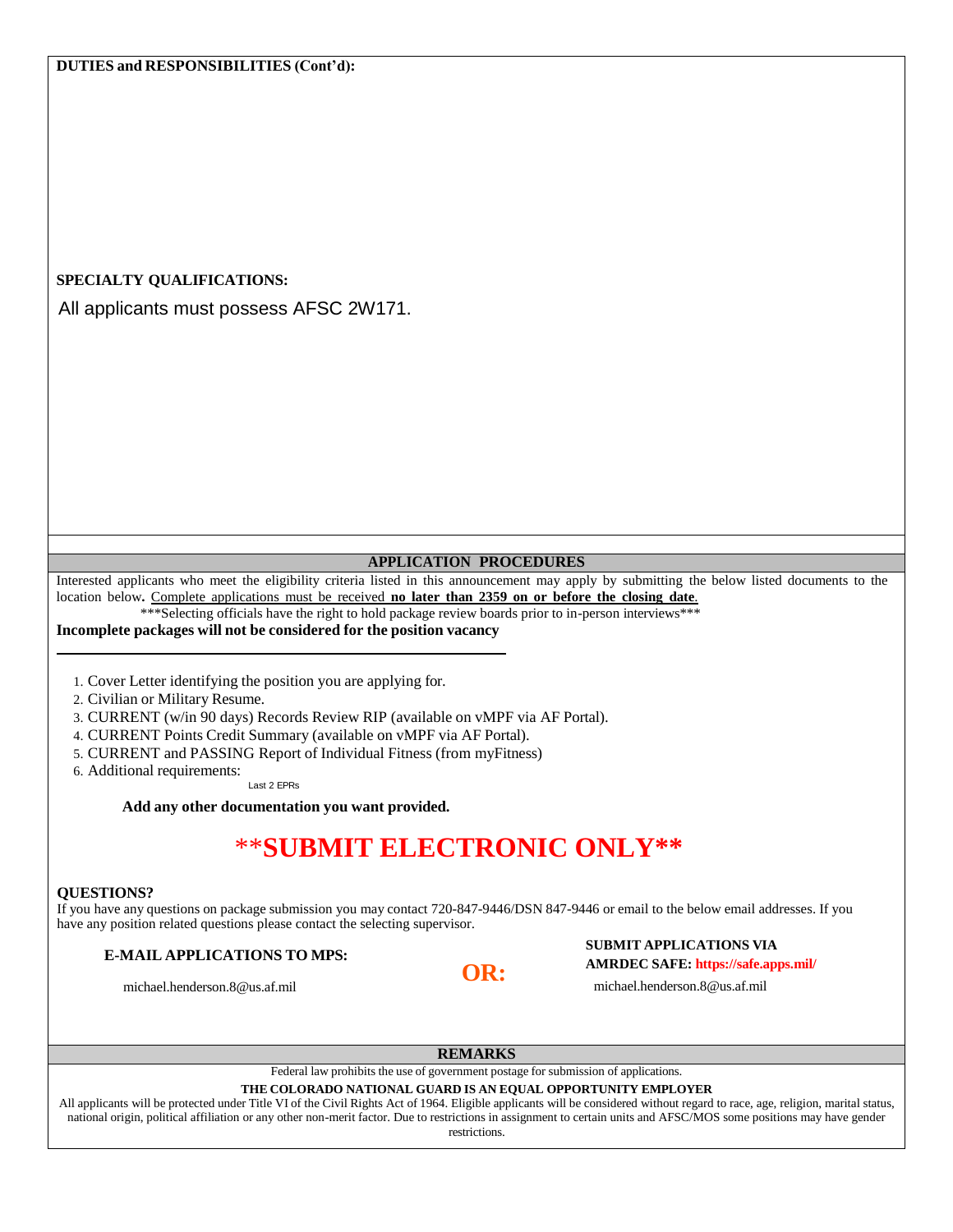**DUTIES and RESPONSIBILITIES (Cont'd):**

**SPECIALTY QUALIFICATIONS:**

All applicants must possess AFSC 2W171.

## APPLICATION PROCEDURES

Interested applicants who meet the eligibility criteria listed in this announcement may apply by submitting the below listed documents to the location below**.** Complete applications must be received **no later than 2359 on or before the closing date**.

\*\*\*Selecting officials have the right to hold package review boards prior to in-person interviews\*\*\*

**Incomplete packages will not be considered for the position vacancy**

1. Cover Letter identifying the position you are applying for.
2. Civilian or Military Resume.
3. CURRENT (w/in 90 days) Records Review RIP (available on vMPF via AF Portal).
4. CURRENT Points Credit Summary (available on vMPF via AF Portal).
5. CURRENT and PASSING Report of Individual Fitness (from myFitness)
6. Additional requirements:
   Last 2 EPRs

**Add any other documentation you want provided.**

# \*\*SUBMIT ELECTRONIC ONLY\*\*

**QUESTIONS?**

If you have any questions on package submission you may contact 720-847-9446/DSN 847-9446 or email to the below email addresses. If you have any position related questions please contact the selecting supervisor.

**E-MAIL APPLICATIONS TO MPS:**

michael.henderson.8@us.af.mil

**OR:**

**SUBMIT APPLICATIONS VIA AMRDEC SAFE: https://safe.apps.mil/**

michael.henderson.8@us.af.mil

## REMARKS

Federal law prohibits the use of government postage for submission of applications.

**THE COLORADO NATIONAL GUARD IS AN EQUAL OPPORTUNITY EMPLOYER**

All applicants will be protected under Title VI of the Civil Rights Act of 1964. Eligible applicants will be considered without regard to race, age, religion, marital status, national origin, political affiliation or any other non-merit factor. Due to restrictions in assignment to certain units and AFSC/MOS some positions may have gender restrictions.